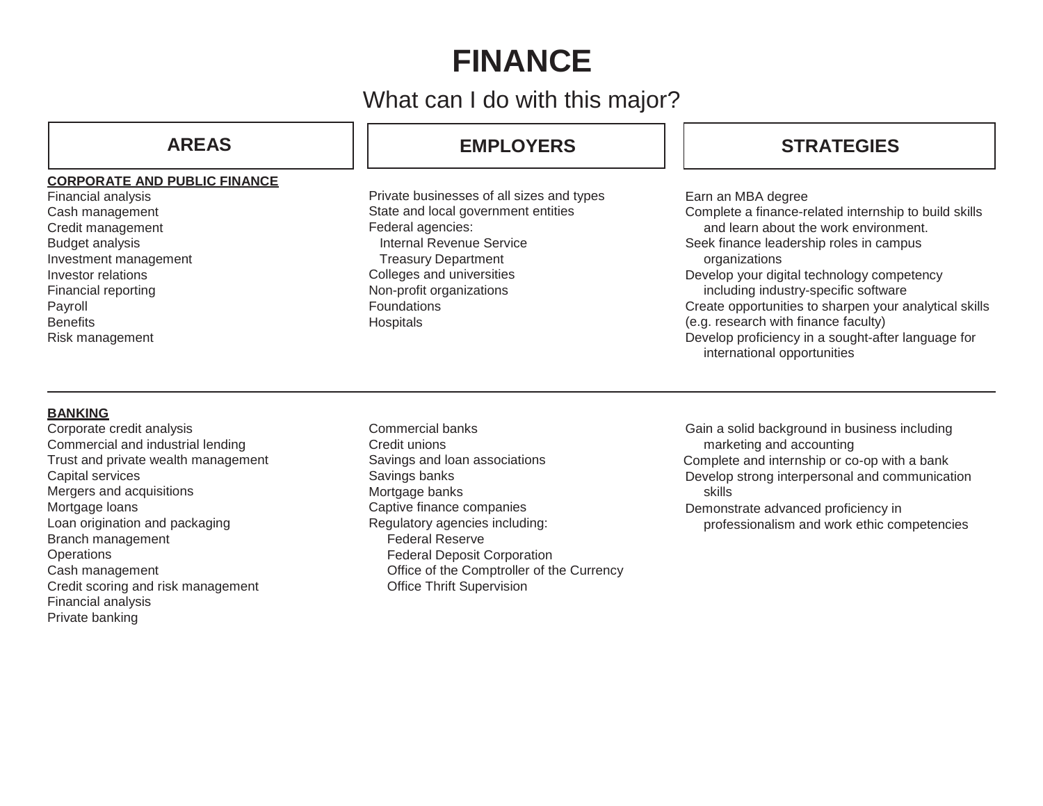# FINANCE

## What can I do with this major?

| AREAS | EMPLOYERS | STRATEGIES |
| --- | --- | --- |
| **CORPORATE AND PUBLIC FINANCE**<br>Financial analysis<br>Cash management<br>Credit management<br>Budget analysis<br>Investment management<br>Investor relations<br>Financial reporting<br>Payroll<br>Benefits<br>Risk management | Private businesses of all sizes and types<br>State and local government entities<br>Federal agencies:<br>Internal Revenue Service<br>Treasury Department<br>Colleges and universities<br>Non-profit organizations<br>Foundations<br>Hospitals | Earn an MBA degree<br>Complete a finance-related internship to build skills and learn about the work environment.<br>Seek finance leadership roles in campus organizations<br>Develop your digital technology competency including industry-specific software<br>Create opportunities to sharpen your analytical skills (e.g. research with finance faculty)<br>Develop proficiency in a sought-after language for international opportunities |
| **BANKING**<br>Corporate credit analysis<br>Commercial and industrial lending<br>Trust and private wealth management<br>Capital services<br>Mergers and acquisitions<br>Mortgage loans<br>Loan origination and packaging<br>Branch management<br>Operations<br>Cash management<br>Credit scoring and risk management<br>Financial analysis<br>Private banking | Commercial banks<br>Credit unions<br>Savings and loan associations<br>Savings banks<br>Mortgage banks<br>Captive finance companies<br>Regulatory agencies including:<br>Federal Reserve<br>Federal Deposit Corporation<br>Office of the Comptroller of the Currency<br>Office Thrift Supervision | Gain a solid background in business including marketing and accounting<br>Complete and internship or co-op with a bank<br>Develop strong interpersonal and communication skills<br>Demonstrate advanced proficiency in professionalism and work ethic competencies |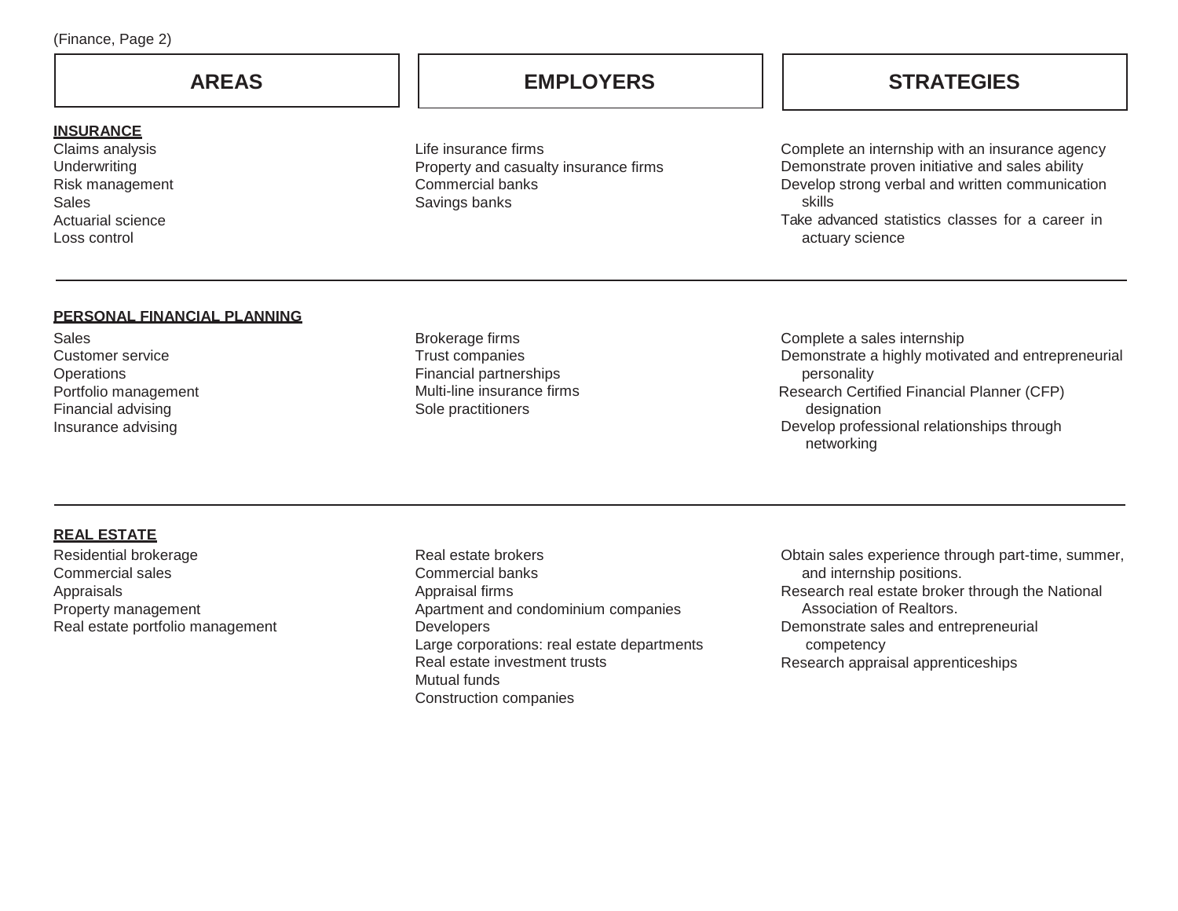(Finance, Page 2)

| AREAS | EMPLOYERS | STRATEGIES |
| --- | --- | --- |
| **INSURANCE** | | |
| Claims analysis<br>Underwriting<br>Risk management<br>Sales<br>Actuarial science<br>Loss control | Life insurance firms<br>Property and casualty insurance firms<br>Commercial banks<br>Savings banks | Complete an internship with an insurance agency<br>Demonstrate proven initiative and sales ability<br>Develop strong verbal and written communication skills<br>Take advanced statistics classes for a career in actuary science |
| **PERSONAL FINANCIAL PLANNING** | | |
| Sales<br>Customer service<br>Operations<br>Portfolio management<br>Financial advising<br>Insurance advising | Brokerage firms<br>Trust companies<br>Financial partnerships<br>Multi-line insurance firms<br>Sole practitioners | Complete a sales internship<br>Demonstrate a highly motivated and entrepreneurial personality<br>Research Certified Financial Planner (CFP) designation<br>Develop professional relationships through networking |
| **REAL ESTATE** | | |
| Residential brokerage<br>Commercial sales<br>Appraisals<br>Property management<br>Real estate portfolio management | Real estate brokers<br>Commercial banks<br>Appraisal firms<br>Apartment and condominium companies<br>Developers<br>Large corporations: real estate departments<br>Real estate investment trusts<br>Mutual funds<br>Construction companies | Obtain sales experience through part-time, summer, and internship positions.<br>Research real estate broker through the National Association of Realtors.<br>Demonstrate sales and entrepreneurial competency<br>Research appraisal apprenticeships |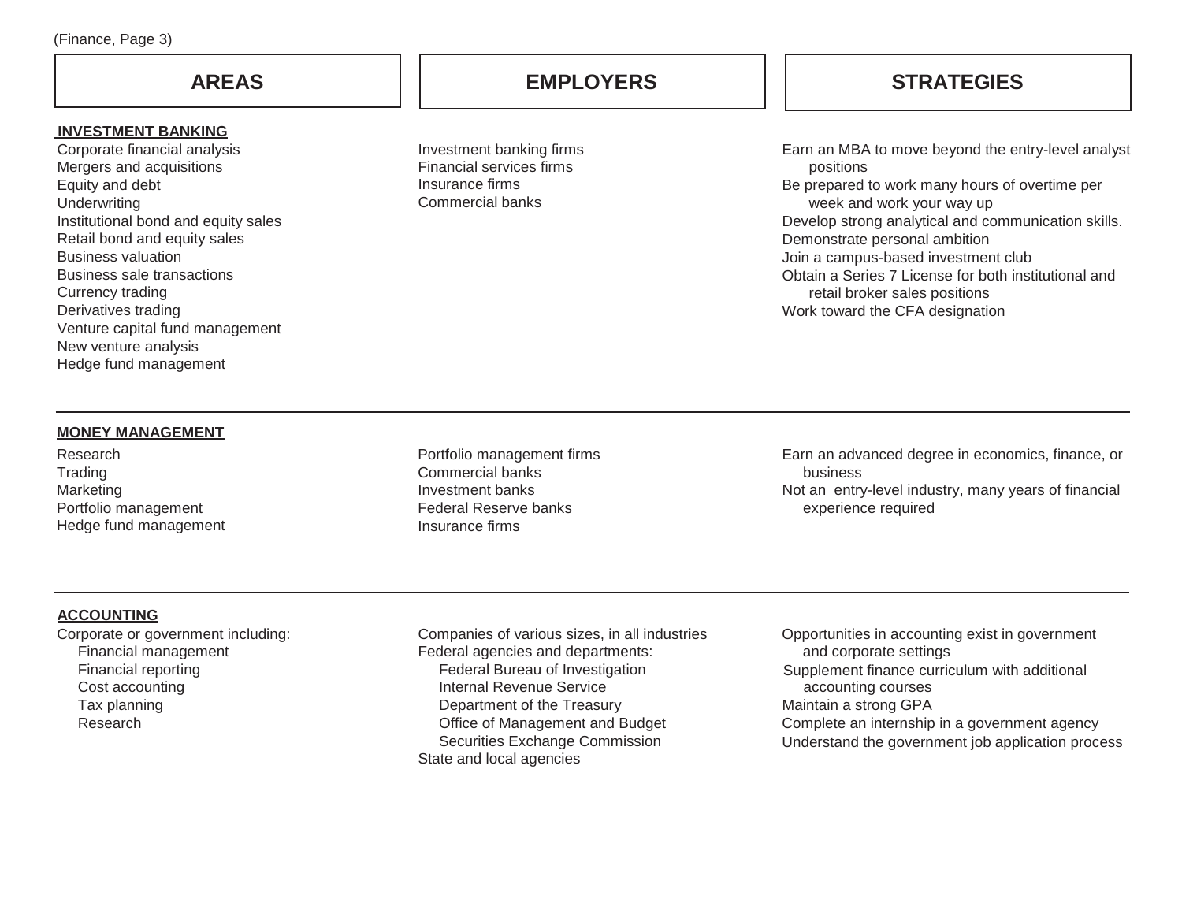| AREAS | EMPLOYERS | STRATEGIES |
|---|---|---|
| **INVESTMENT BANKING**<br>Corporate financial analysis<br>Mergers and acquisitions<br>Equity and debt<br>Underwriting<br>Institutional bond and equity sales<br>Retail bond and equity sales<br>Business valuation<br>Business sale transactions<br>Currency trading<br>Derivatives trading<br>Venture capital fund management<br>New venture analysis<br>Hedge fund management | Investment banking firms<br>Financial services firms<br>Insurance firms<br>Commercial banks | Earn an MBA to move beyond the entry-level analyst positions<br>Be prepared to work many hours of overtime per week and work your way up<br>Develop strong analytical and communication skills.<br>Demonstrate personal ambition<br>Join a campus-based investment club<br>Obtain a Series 7 License for both institutional and retail broker sales positions<br>Work toward the CFA designation |
| **MONEY MANAGEMENT**<br>Research<br>Trading<br>Marketing<br>Portfolio management<br>Hedge fund management | Portfolio management firms<br>Commercial banks<br>Investment banks<br>Federal Reserve banks<br>Insurance firms | Earn an advanced degree in economics, finance, or business<br>Not an entry-level industry, many years of financial experience required |
| **ACCOUNTING**<br>Corporate or government including:<br>Financial management<br>Financial reporting<br>Cost accounting<br>Tax planning<br>Research | Companies of various sizes, in all industries<br>Federal agencies and departments:<br>Federal Bureau of Investigation<br>Internal Revenue Service<br>Department of the Treasury<br>Office of Management and Budget<br>Securities Exchange Commission<br>State and local agencies | Opportunities in accounting exist in government and corporate settings<br>Supplement finance curriculum with additional accounting courses<br>Maintain a strong GPA<br>Complete an internship in a government agency<br>Understand the government job application process |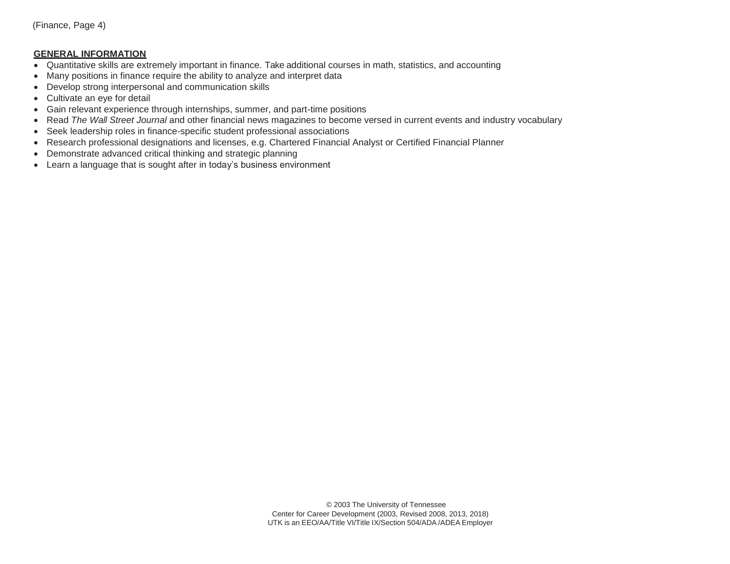## GENERAL INFORMATION

- Quantitative skills are extremely important in finance. Take additional courses in math, statistics, and accounting
- Many positions in finance require the ability to analyze and interpret data
- Develop strong interpersonal and communication skills
- Cultivate an eye for detail
- Gain relevant experience through internships, summer, and part-time positions
- Read *The Wall Street Journal* and other financial news magazines to become versed in current events and industry vocabulary
- Seek leadership roles in finance-specific student professional associations
- Research professional designations and licenses, e.g. Chartered Financial Analyst or Certified Financial Planner
- Demonstrate advanced critical thinking and strategic planning
- Learn a language that is sought after in today's business environment

© 2003 The University of Tennessee
Center for Career Development (2003, Revised 2008, 2013, 2018)
UTK is an EEO/AA/Title VI/Title IX/Section 504/ADA /ADEA Employer